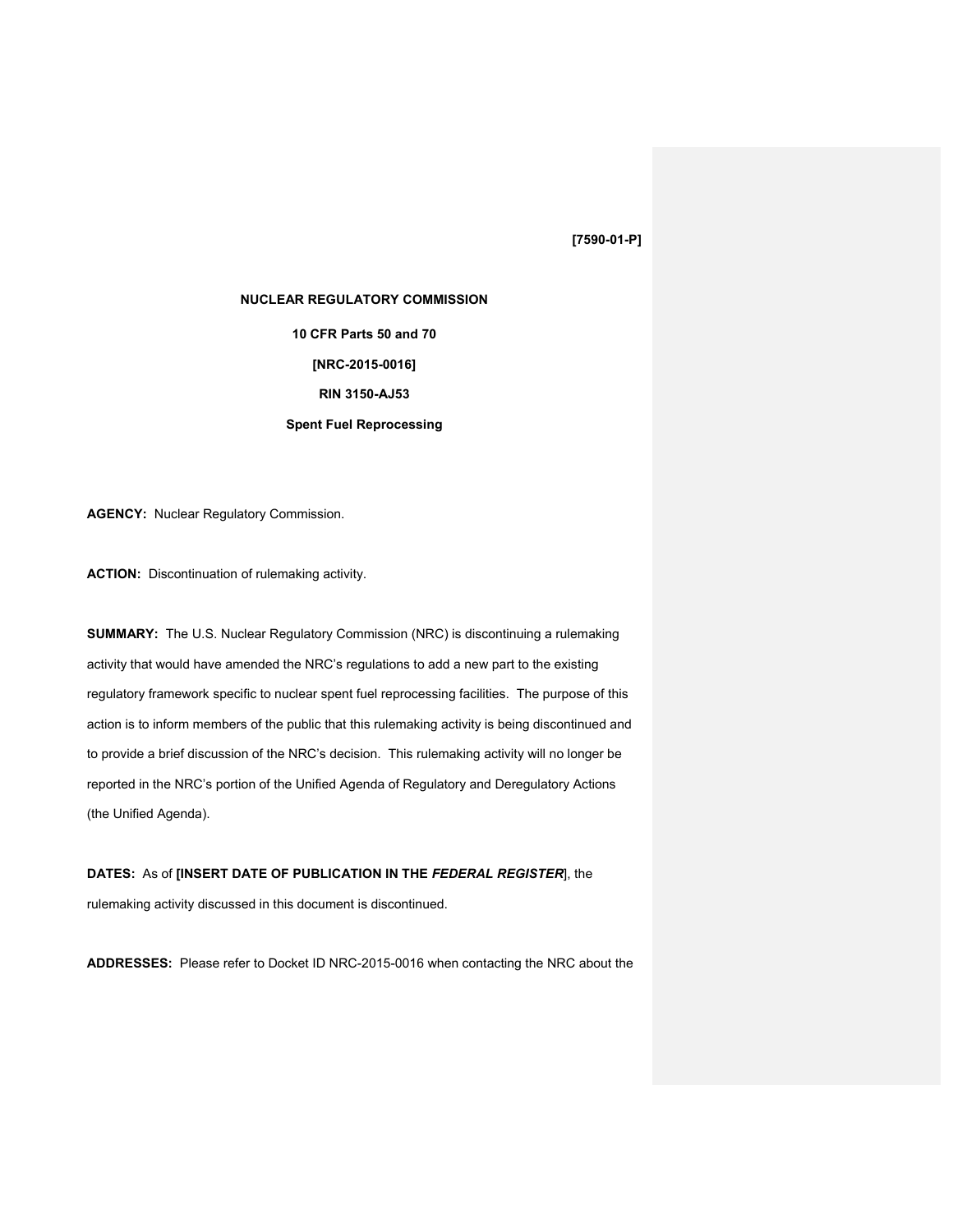**[7590-01-P]**

**NUCLEAR REGULATORY COMMISSION**

**10 CFR Parts 50 and 70**

**[NRC-2015-0016]**

**RIN 3150-AJ53**

**Spent Fuel Reprocessing**

**AGENCY:** Nuclear Regulatory Commission.

**ACTION:** Discontinuation of rulemaking activity.

**SUMMARY:** The U.S. Nuclear Regulatory Commission (NRC) is discontinuing a rulemaking activity that would have amended the NRC's regulations to add a new part to the existing regulatory framework specific to nuclear spent fuel reprocessing facilities. The purpose of this action is to inform members of the public that this rulemaking activity is being discontinued and to provide a brief discussion of the NRC's decision. This rulemaking activity will no longer be reported in the NRC's portion of the Unified Agenda of Regulatory and Deregulatory Actions (the Unified Agenda).

**DATES:** As of **[INSERT DATE OF PUBLICATION IN THE *FEDERAL REGISTER*]**, the rulemaking activity discussed in this document is discontinued.

**ADDRESSES:** Please refer to Docket ID NRC-2015-0016 when contacting the NRC about the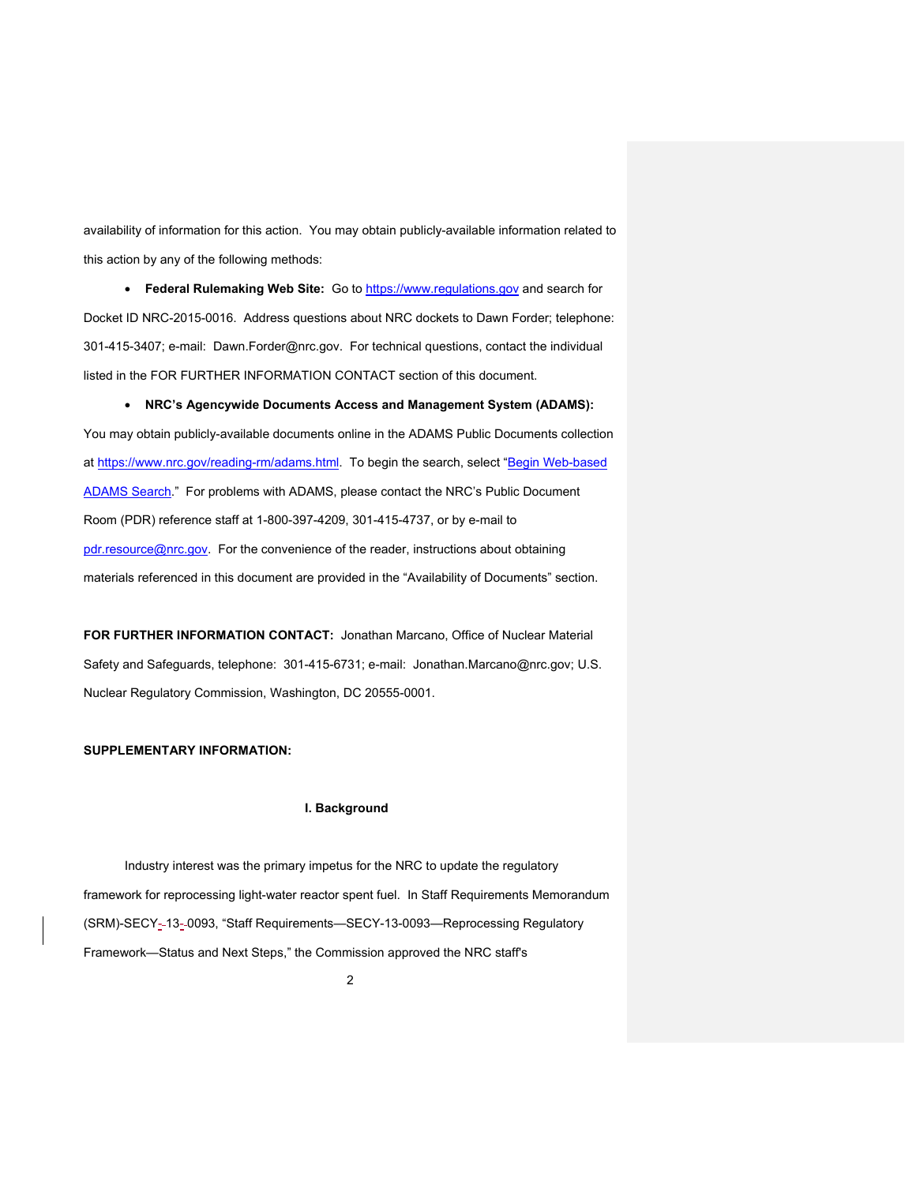availability of information for this action. You may obtain publicly-available information related to this action by any of the following methods:

- **Federal Rulemaking Web Site:** Go to https://www.regulations.gov and search for Docket ID NRC-2015-0016. Address questions about NRC dockets to Dawn Forder; telephone: 301-415-3407; e-mail: Dawn.Forder@nrc.gov. For technical questions, contact the individual listed in the FOR FURTHER INFORMATION CONTACT section of this document.

- **NRC's Agencywide Documents Access and Management System (ADAMS):** You may obtain publicly-available documents online in the ADAMS Public Documents collection at https://www.nrc.gov/reading-rm/adams.html. To begin the search, select "Begin Web-based ADAMS Search." For problems with ADAMS, please contact the NRC's Public Document Room (PDR) reference staff at 1-800-397-4209, 301-415-4737, or by e-mail to pdr.resource@nrc.gov. For the convenience of the reader, instructions about obtaining materials referenced in this document are provided in the "Availability of Documents" section.

**FOR FURTHER INFORMATION CONTACT:** Jonathan Marcano, Office of Nuclear Material Safety and Safeguards, telephone: 301-415-6731; e-mail: Jonathan.Marcano@nrc.gov; U.S. Nuclear Regulatory Commission, Washington, DC 20555-0001.

**SUPPLEMENTARY INFORMATION:**

## I. Background

Industry interest was the primary impetus for the NRC to update the regulatory framework for reprocessing light-water reactor spent fuel. In Staff Requirements Memorandum (SRM)-SECY-13-0093, "Staff Requirements—SECY-13-0093—Reprocessing Regulatory Framework—Status and Next Steps," the Commission approved the NRC staff's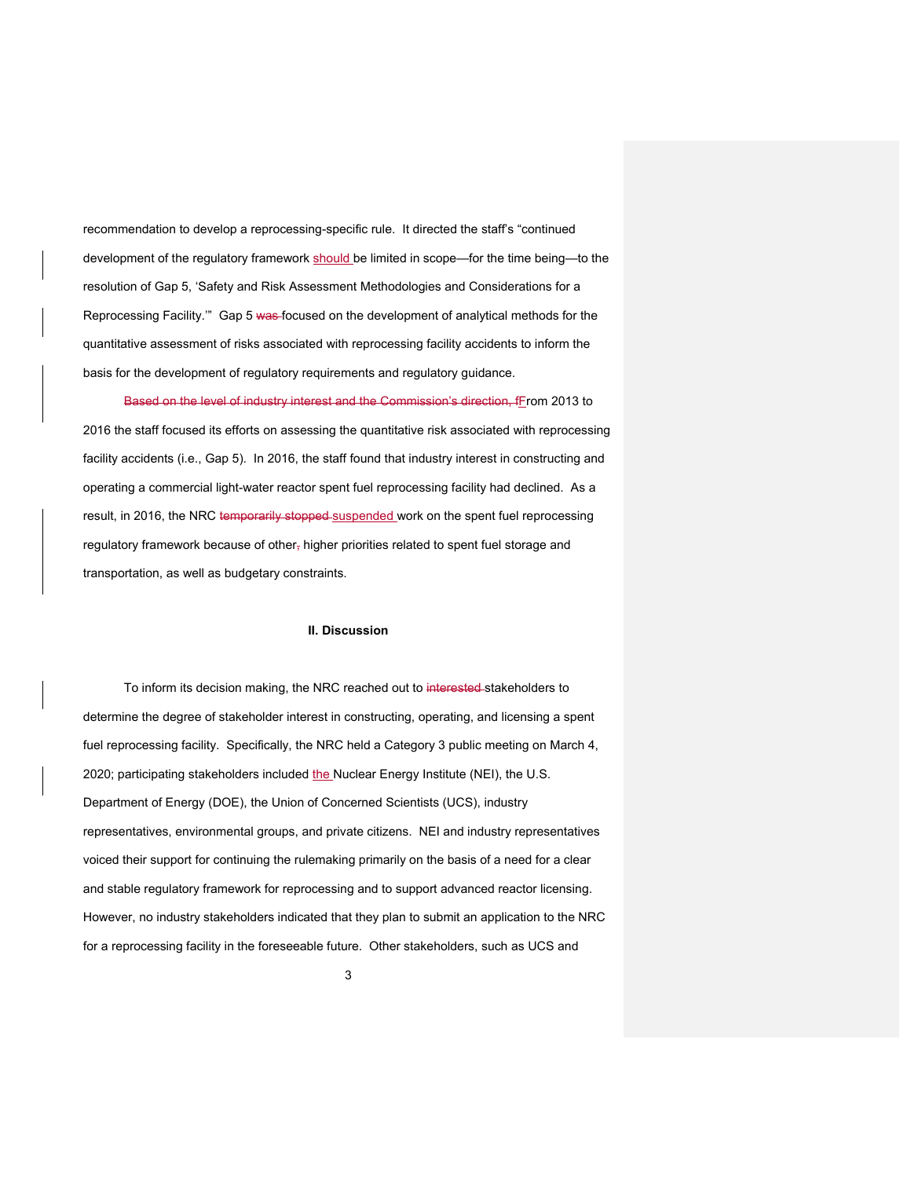recommendation to develop a reprocessing-specific rule. It directed the staff's "continued development of the regulatory framework should be limited in scope—for the time being—to the resolution of Gap 5, 'Safety and Risk Assessment Methodologies and Considerations for a Reprocessing Facility.'" Gap 5 ~~was~~ focused on the development of analytical methods for the quantitative assessment of risks associated with reprocessing facility accidents to inform the basis for the development of regulatory requirements and regulatory guidance.

~~Based on the level of industry interest and the Commission's direction, f~~From 2013 to 2016 the staff focused its efforts on assessing the quantitative risk associated with reprocessing facility accidents (i.e., Gap 5). In 2016, the staff found that industry interest in constructing and operating a commercial light-water reactor spent fuel reprocessing facility had declined. As a result, in 2016, the NRC ~~temporarily stopped~~ suspended work on the spent fuel reprocessing regulatory framework because of other~~,~~ higher priorities related to spent fuel storage and transportation, as well as budgetary constraints.

## II. Discussion

To inform its decision making, the NRC reached out to ~~interested~~ stakeholders to determine the degree of stakeholder interest in constructing, operating, and licensing a spent fuel reprocessing facility. Specifically, the NRC held a Category 3 public meeting on March 4, 2020; participating stakeholders included the Nuclear Energy Institute (NEI), the U.S. Department of Energy (DOE), the Union of Concerned Scientists (UCS), industry representatives, environmental groups, and private citizens. NEI and industry representatives voiced their support for continuing the rulemaking primarily on the basis of a need for a clear and stable regulatory framework for reprocessing and to support advanced reactor licensing. However, no industry stakeholders indicated that they plan to submit an application to the NRC for a reprocessing facility in the foreseeable future. Other stakeholders, such as UCS and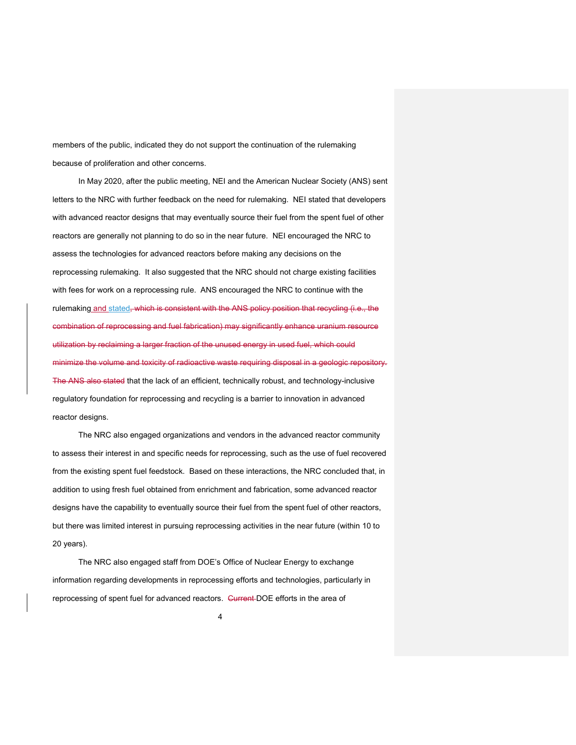members of the public, indicated they do not support the continuation of the rulemaking because of proliferation and other concerns.

In May 2020, after the public meeting, NEI and the American Nuclear Society (ANS) sent letters to the NRC with further feedback on the need for rulemaking. NEI stated that developers with advanced reactor designs that may eventually source their fuel from the spent fuel of other reactors are generally not planning to do so in the near future. NEI encouraged the NRC to assess the technologies for advanced reactors before making any decisions on the reprocessing rulemaking. It also suggested that the NRC should not charge existing facilities with fees for work on a reprocessing rule. ANS encouraged the NRC to continue with the rulemaking and stated~~, which is consistent with the ANS policy position that recycling (i.e., the combination of reprocessing and fuel fabrication) may significantly enhance uranium resource utilization by reclaiming a larger fraction of the unused energy in used fuel, which could minimize the volume and toxicity of radioactive waste requiring disposal in a geologic repository. The ANS also stated~~ that the lack of an efficient, technically robust, and technology-inclusive regulatory foundation for reprocessing and recycling is a barrier to innovation in advanced reactor designs.

The NRC also engaged organizations and vendors in the advanced reactor community to assess their interest in and specific needs for reprocessing, such as the use of fuel recovered from the existing spent fuel feedstock. Based on these interactions, the NRC concluded that, in addition to using fresh fuel obtained from enrichment and fabrication, some advanced reactor designs have the capability to eventually source their fuel from the spent fuel of other reactors, but there was limited interest in pursuing reprocessing activities in the near future (within 10 to 20 years).

The NRC also engaged staff from DOE's Office of Nuclear Energy to exchange information regarding developments in reprocessing efforts and technologies, particularly in reprocessing of spent fuel for advanced reactors. ~~Current~~ DOE efforts in the area of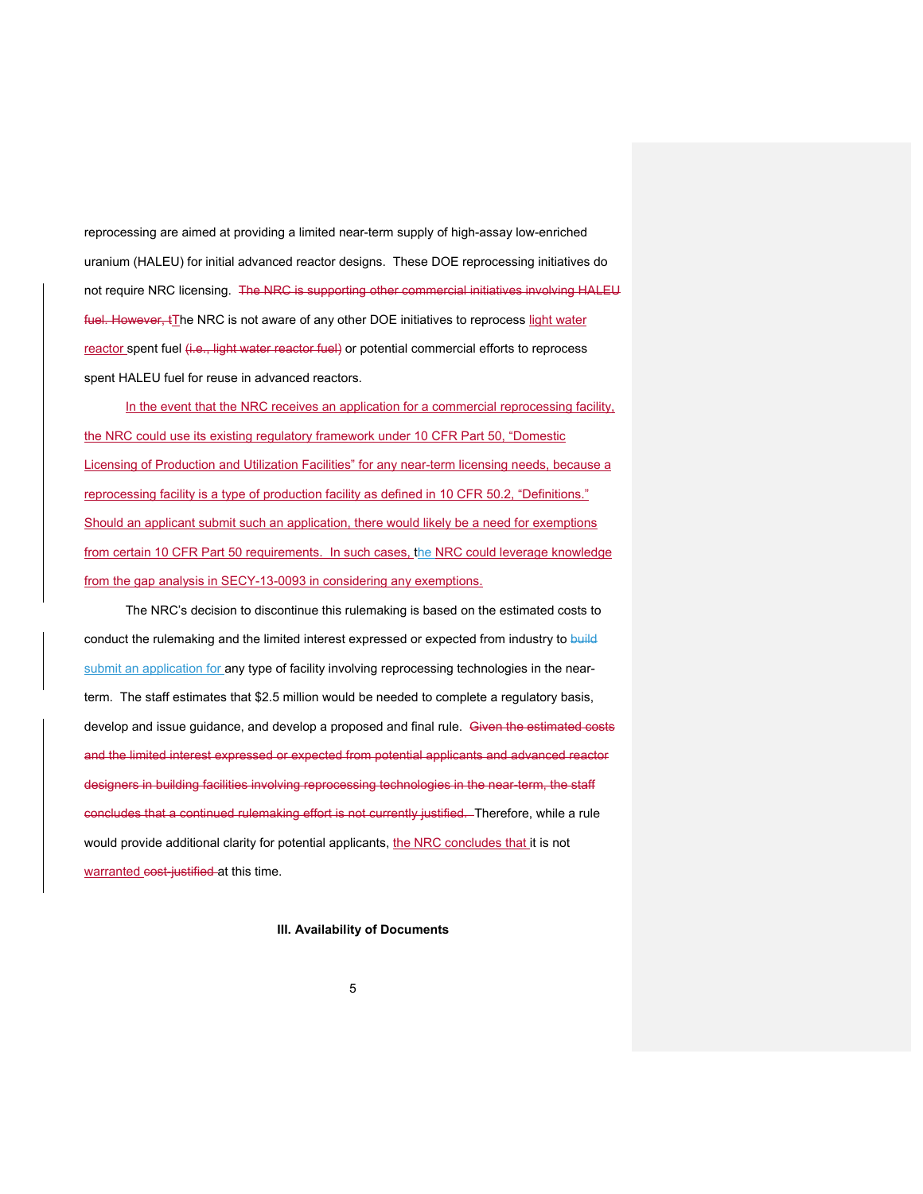reprocessing are aimed at providing a limited near-term supply of high-assay low-enriched uranium (HALEU) for initial advanced reactor designs. These DOE reprocessing initiatives do not require NRC licensing. ~~The NRC is supporting other commercial initiatives involving HALEU fuel. However, t~~The NRC is not aware of any other DOE initiatives to reprocess light water reactor spent fuel ~~(i.e., light water reactor fuel)~~ or potential commercial efforts to reprocess spent HALEU fuel for reuse in advanced reactors.

In the event that the NRC receives an application for a commercial reprocessing facility, the NRC could use its existing regulatory framework under 10 CFR Part 50, "Domestic Licensing of Production and Utilization Facilities" for any near-term licensing needs, because a reprocessing facility is a type of production facility as defined in 10 CFR 50.2, "Definitions." Should an applicant submit such an application, there would likely be a need for exemptions from certain 10 CFR Part 50 requirements. In such cases, the NRC could leverage knowledge from the gap analysis in SECY-13-0093 in considering any exemptions.

The NRC's decision to discontinue this rulemaking is based on the estimated costs to conduct the rulemaking and the limited interest expressed or expected from industry to ~~build~~ submit an application for any type of facility involving reprocessing technologies in the near-term. The staff estimates that $2.5 million would be needed to complete a regulatory basis, develop and issue guidance, and develop a proposed and final rule. ~~Given the estimated costs and the limited interest expressed or expected from potential applicants and advanced reactor designers in building facilities involving reprocessing technologies in the near-term, the staff concludes that a continued rulemaking effort is not currently justified.~~ Therefore, while a rule would provide additional clarity for potential applicants, the NRC concludes that it is not warranted ~~cost-justified~~ at this time.

**III. Availability of Documents**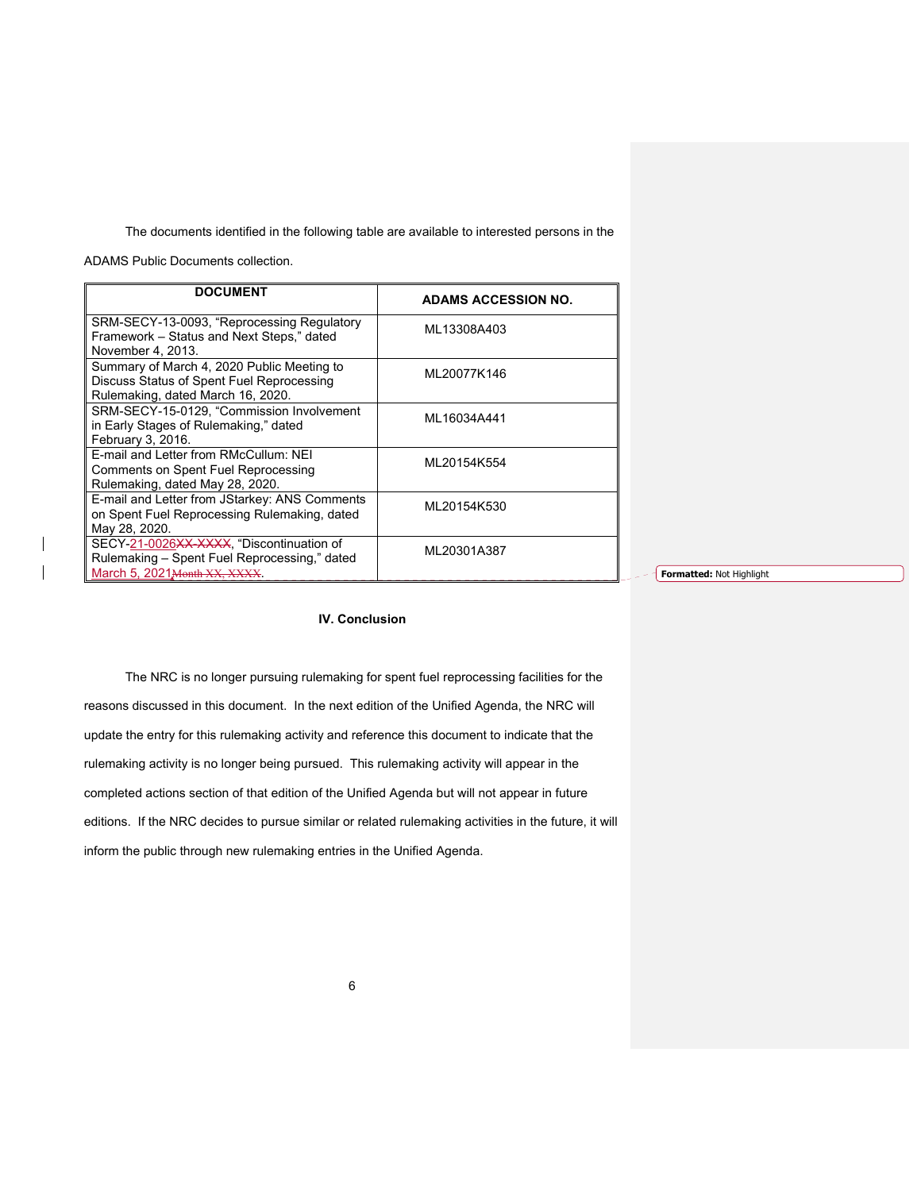The documents identified in the following table are available to interested persons in the ADAMS Public Documents collection.

| DOCUMENT | ADAMS ACCESSION NO. |
|---|---|
| SRM-SECY-13-0093, "Reprocessing Regulatory Framework – Status and Next Steps," dated November 4, 2013. | ML13308A403 |
| Summary of March 4, 2020 Public Meeting to Discuss Status of Spent Fuel Reprocessing Rulemaking, dated March 16, 2020. | ML20077K146 |
| SRM-SECY-15-0129, "Commission Involvement in Early Stages of Rulemaking," dated February 3, 2016. | ML16034A441 |
| E-mail and Letter from RMcCullum: NEI Comments on Spent Fuel Reprocessing Rulemaking, dated May 28, 2020. | ML20154K554 |
| E-mail and Letter from JStarkey: ANS Comments on Spent Fuel Reprocessing Rulemaking, dated May 28, 2020. | ML20154K530 |
| SECY-21-0026~~XX-XXXX~~, "Discontinuation of Rulemaking – Spent Fuel Reprocessing," dated March 5, 2021~~Month XX, XXXX~~. | ML20301A387 |

**Formatted:** Not Highlight

## IV. Conclusion

The NRC is no longer pursuing rulemaking for spent fuel reprocessing facilities for the reasons discussed in this document. In the next edition of the Unified Agenda, the NRC will update the entry for this rulemaking activity and reference this document to indicate that the rulemaking activity is no longer being pursued. This rulemaking activity will appear in the completed actions section of that edition of the Unified Agenda but will not appear in future editions. If the NRC decides to pursue similar or related rulemaking activities in the future, it will inform the public through new rulemaking entries in the Unified Agenda.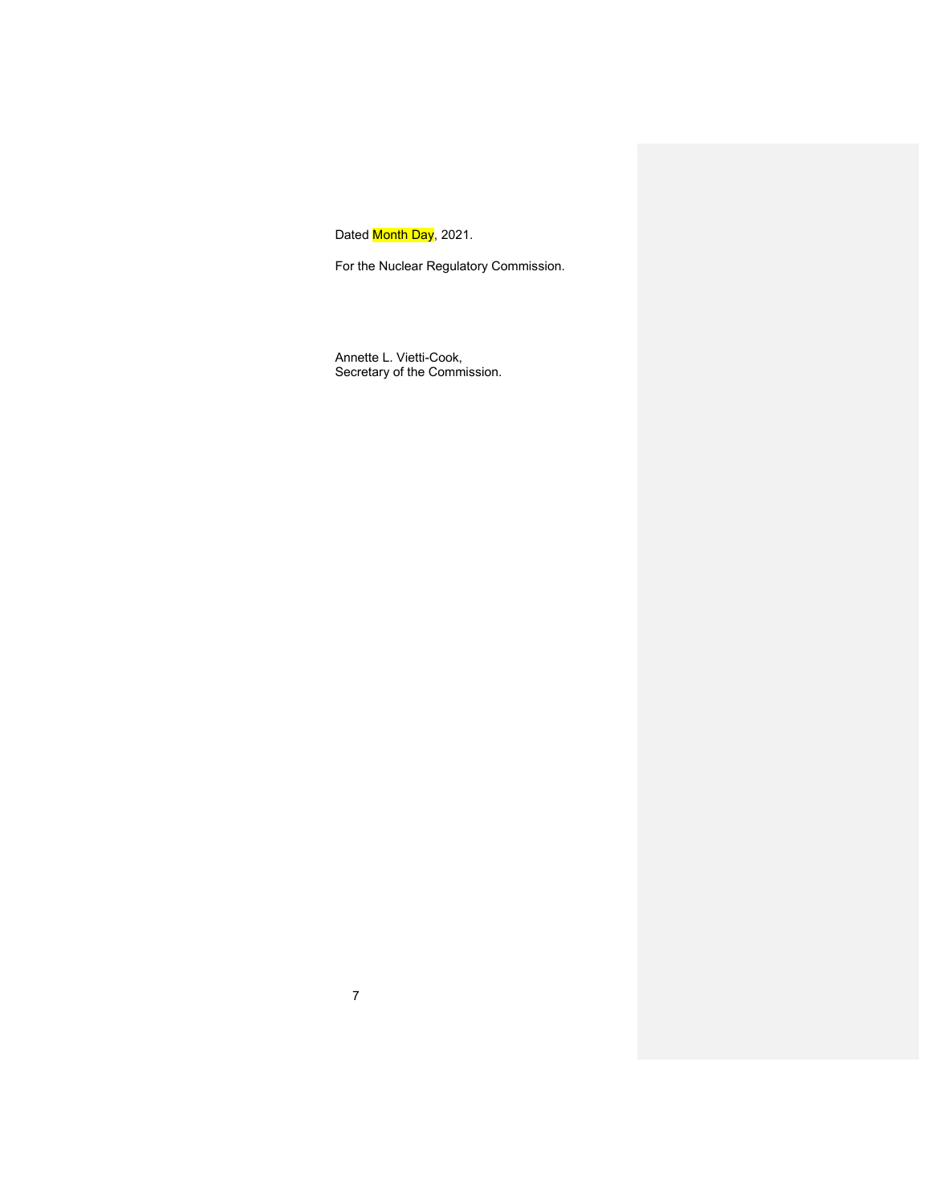Dated Month Day, 2021.

For the Nuclear Regulatory Commission.

Annette L. Vietti-Cook,
Secretary of the Commission.